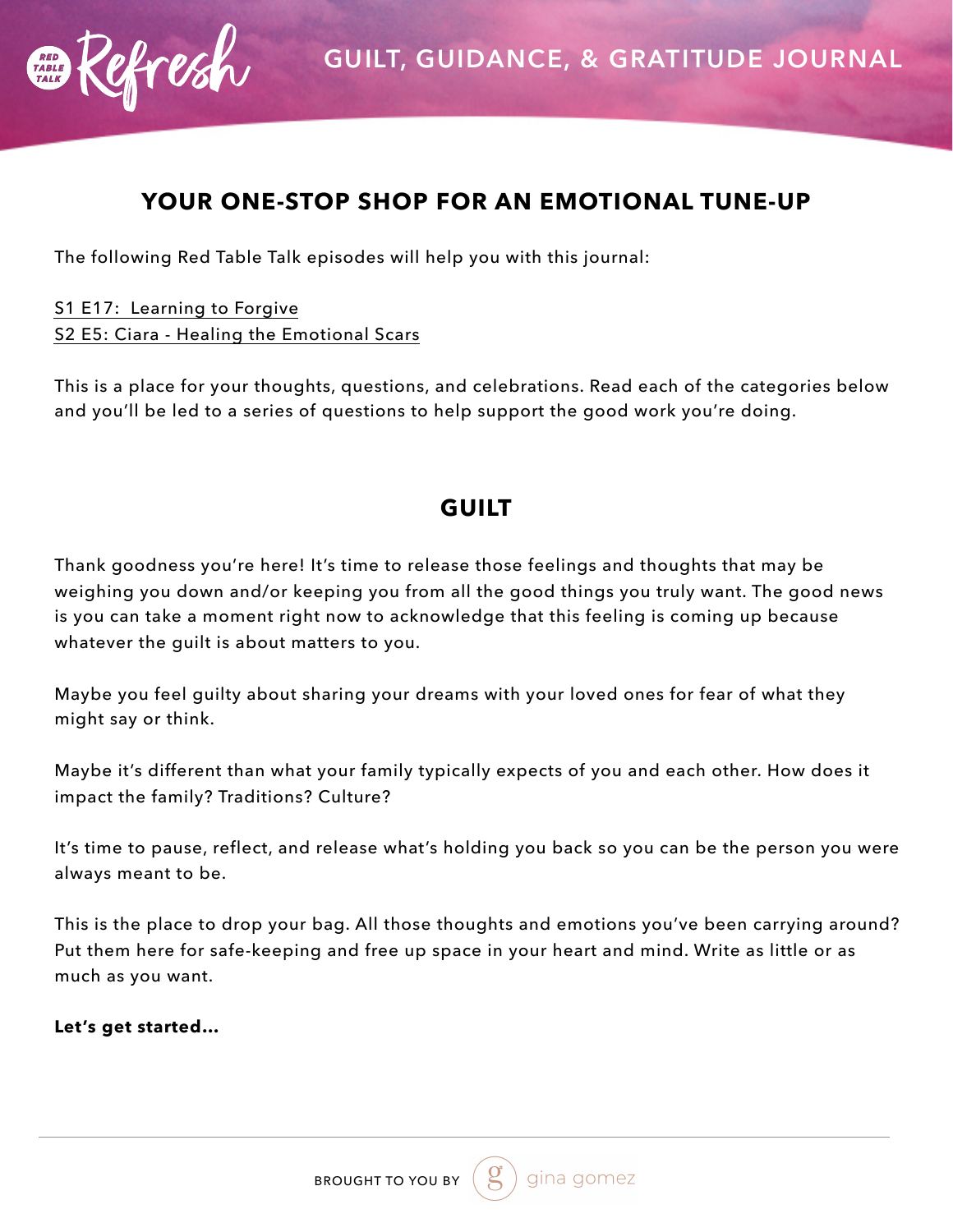# GUILT, GUIDANCE, & GRATITUDE JOURNAL

## YOUR ONE-STOP SHOP FOR AN EMOTIONAL TUNE-UP

The following Red Table Talk episodes will help you with this journal:

S1 E17: Learning to Forgive
S2 E5: Ciara - Healing the Emotional Scars

This is a place for your thoughts, questions, and celebrations. Read each of the categories below and you'll be led to a series of questions to help support the good work you're doing.

## GUILT

Thank goodness you're here! It's time to release those feelings and thoughts that may be weighing you down and/or keeping you from all the good things you truly want. The good news is you can take a moment right now to acknowledge that this feeling is coming up because whatever the guilt is about matters to you.

Maybe you feel guilty about sharing your dreams with your loved ones for fear of what they might say or think.

Maybe it's different than what your family typically expects of you and each other. How does it impact the family? Traditions? Culture?

It's time to pause, reflect, and release what's holding you back so you can be the person you were always meant to be.

This is the place to drop your bag. All those thoughts and emotions you've been carrying around? Put them here for safe-keeping and free up space in your heart and mind. Write as little or as much as you want.

**Let's get started...**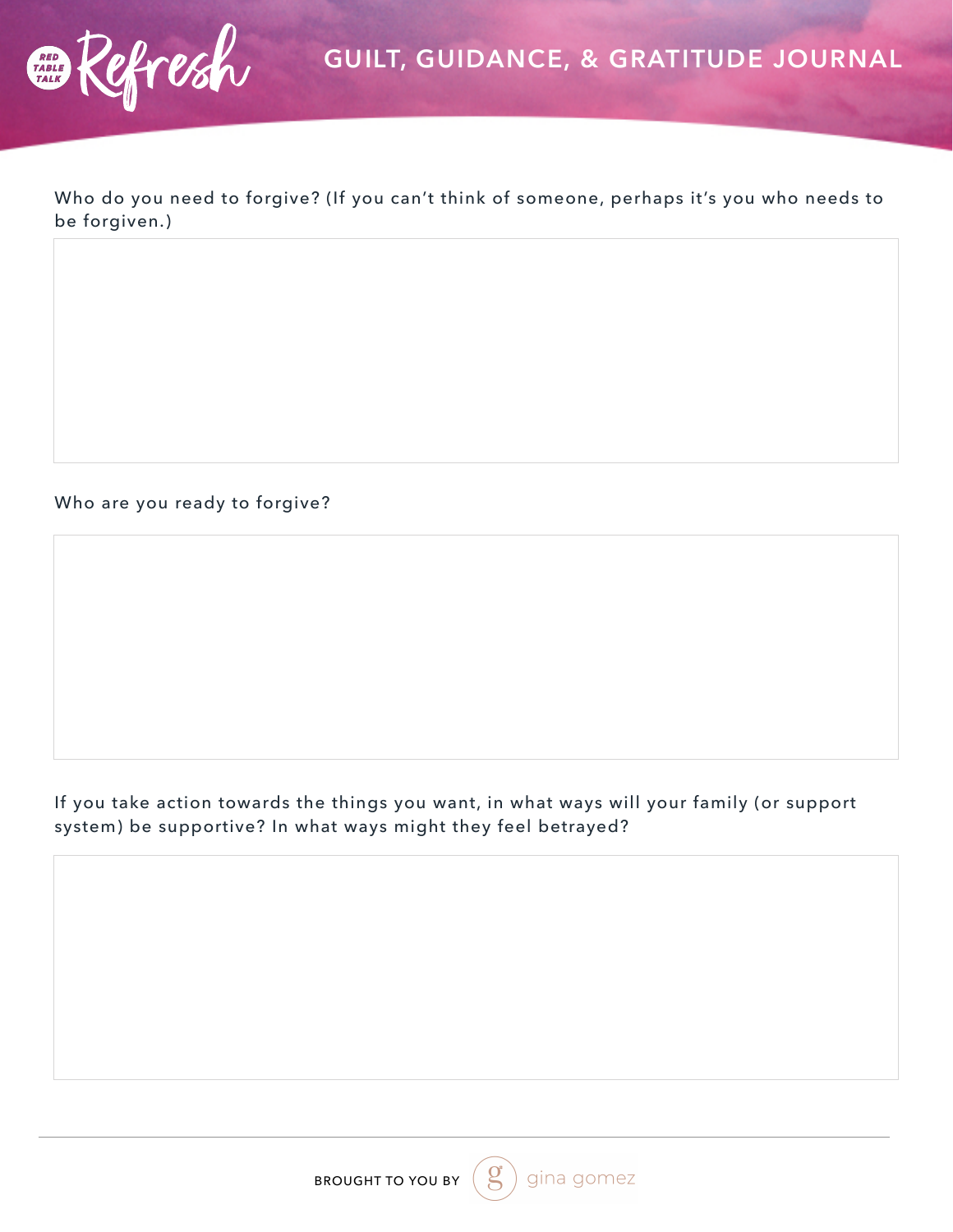Who do you need to forgive? (If you can't think of someone, perhaps it's you who needs to be forgiven.)

Who are you ready to forgive?

If you take action towards the things you want, in what ways will your family (or support system) be supportive? In what ways might they feel betrayed?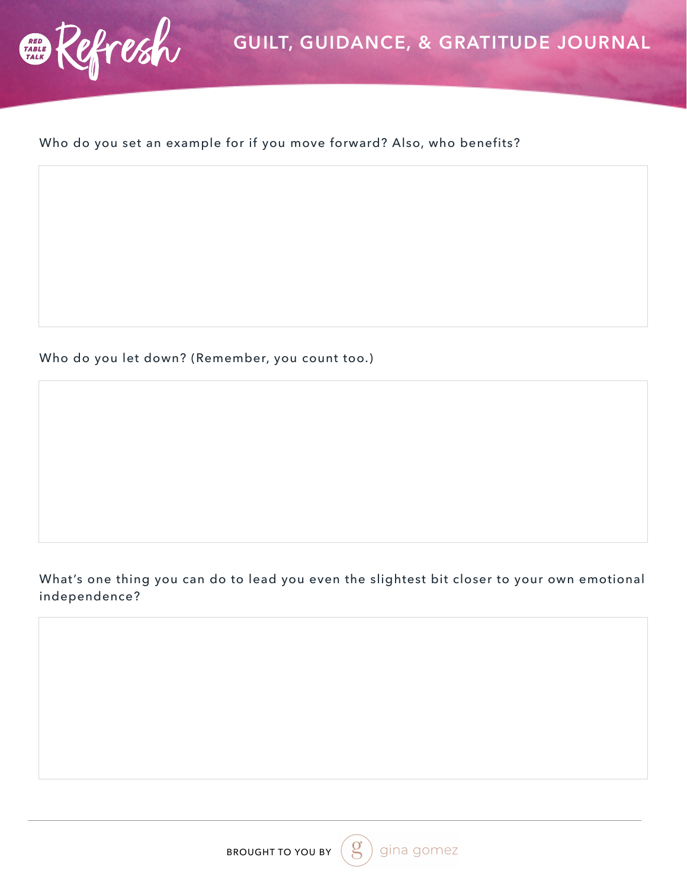Who do you set an example for if you move forward? Also, who benefits?

Who do you let down? (Remember, you count too.)

What's one thing you can do to lead you even the slightest bit closer to your own emotional independence?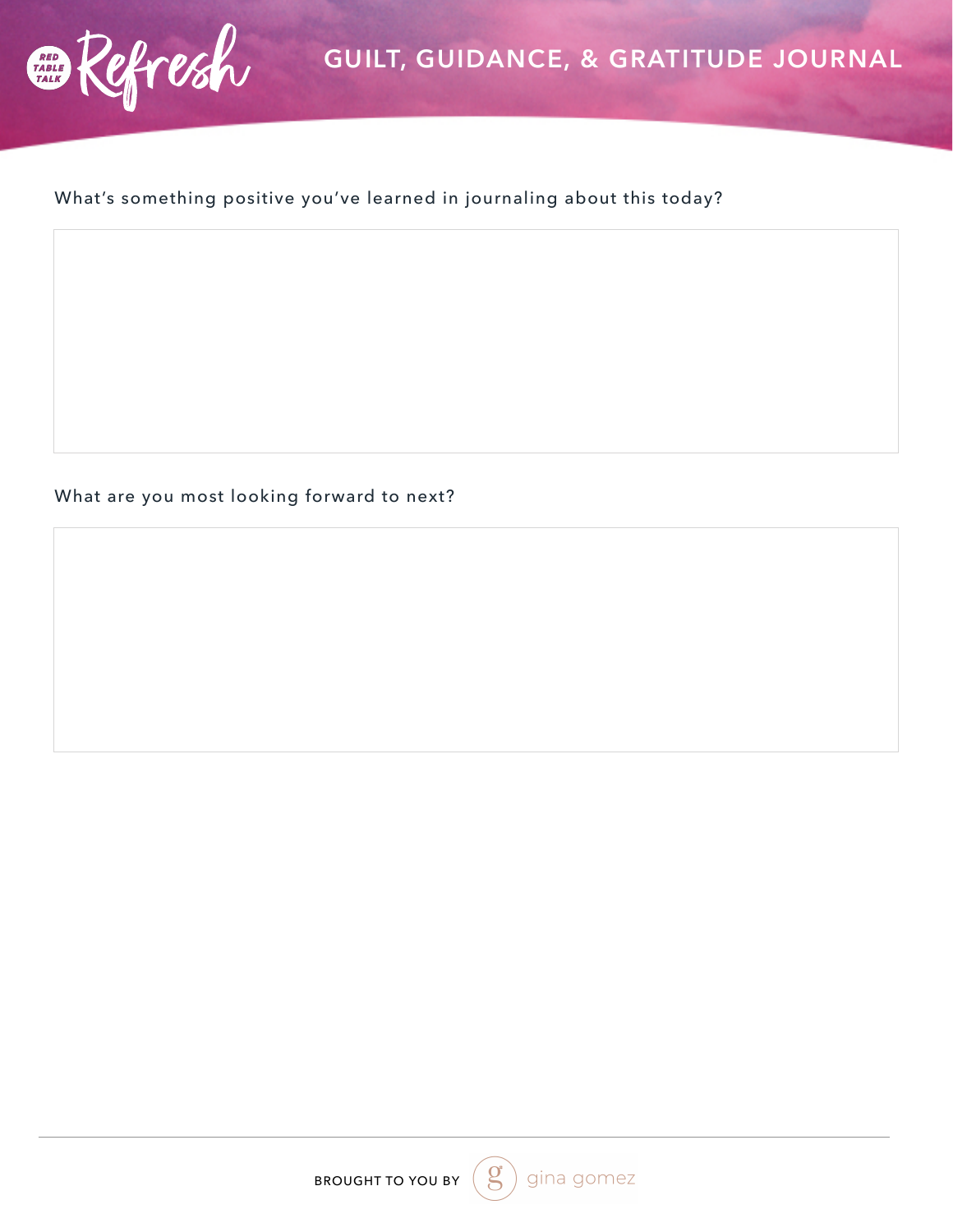What's something positive you've learned in journaling about this today?

What are you most looking forward to next?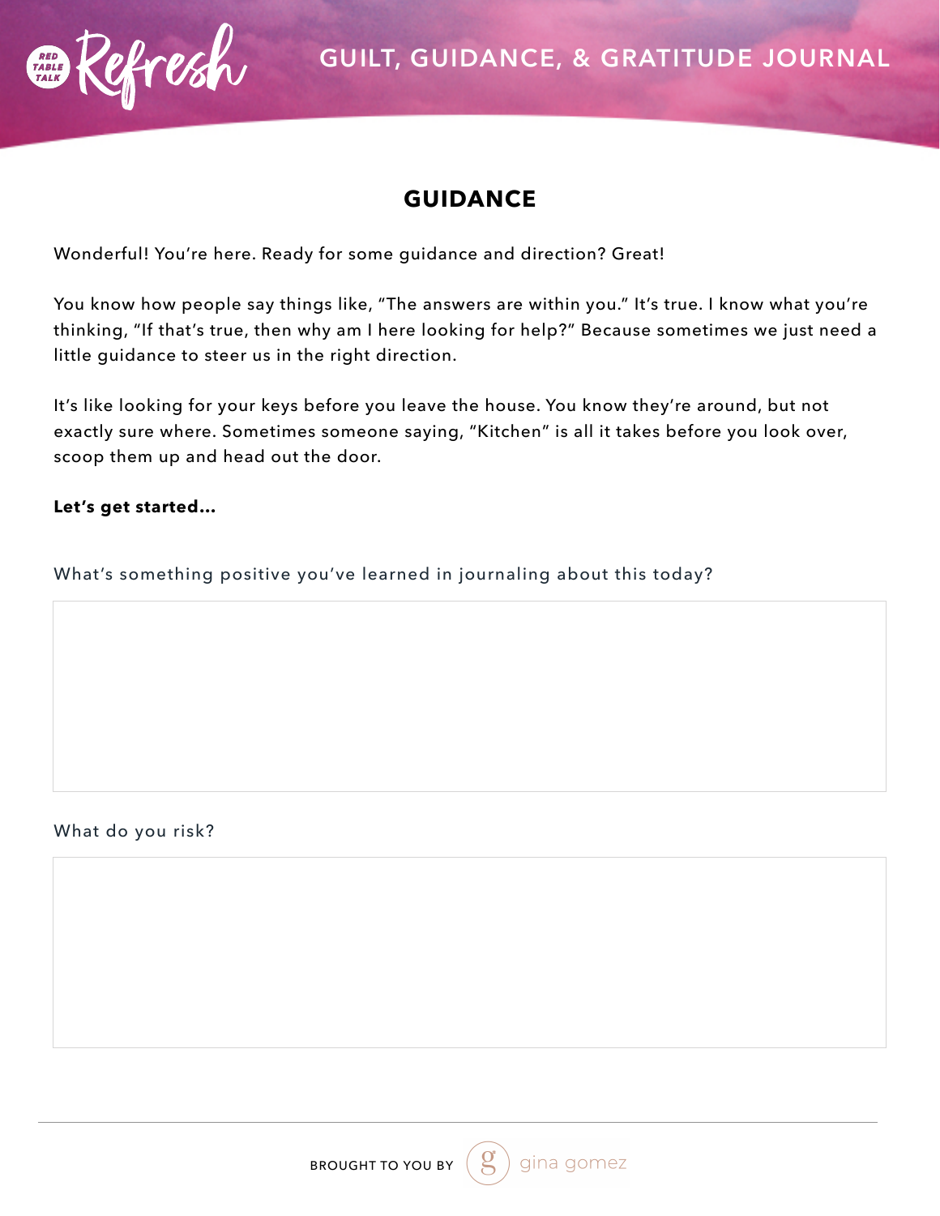## GUIDANCE

Wonderful! You're here. Ready for some guidance and direction? Great!

You know how people say things like, "The answers are within you." It's true. I know what you're thinking, "If that's true, then why am I here looking for help?" Because sometimes we just need a little guidance to steer us in the right direction.

It's like looking for your keys before you leave the house. You know they're around, but not exactly sure where. Sometimes someone saying, "Kitchen" is all it takes before you look over, scoop them up and head out the door.

**Let's get started...**

What's something positive you've learned in journaling about this today?

What do you risk?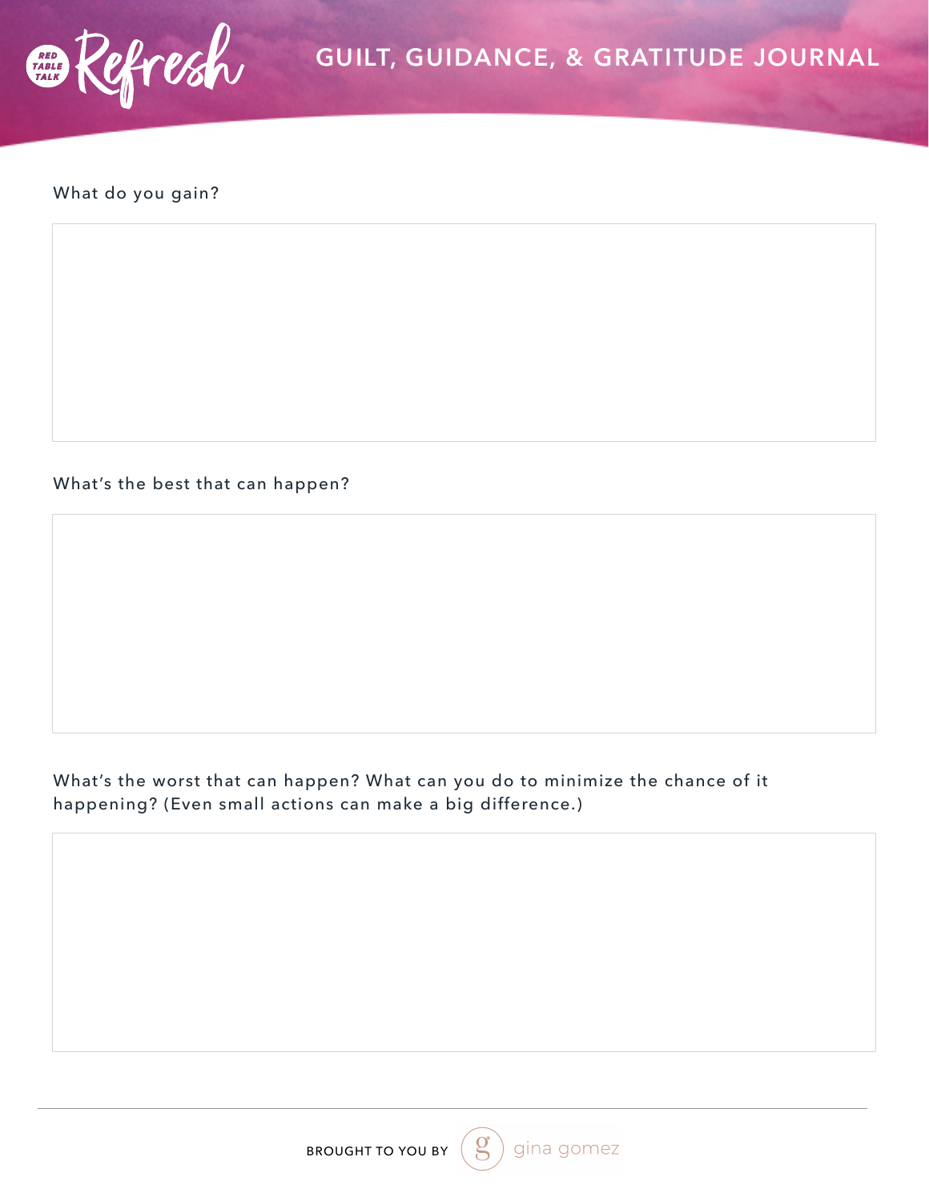What do you gain?

What's the best that can happen?

What's the worst that can happen? What can you do to minimize the chance of it happening? (Even small actions can make a big difference.)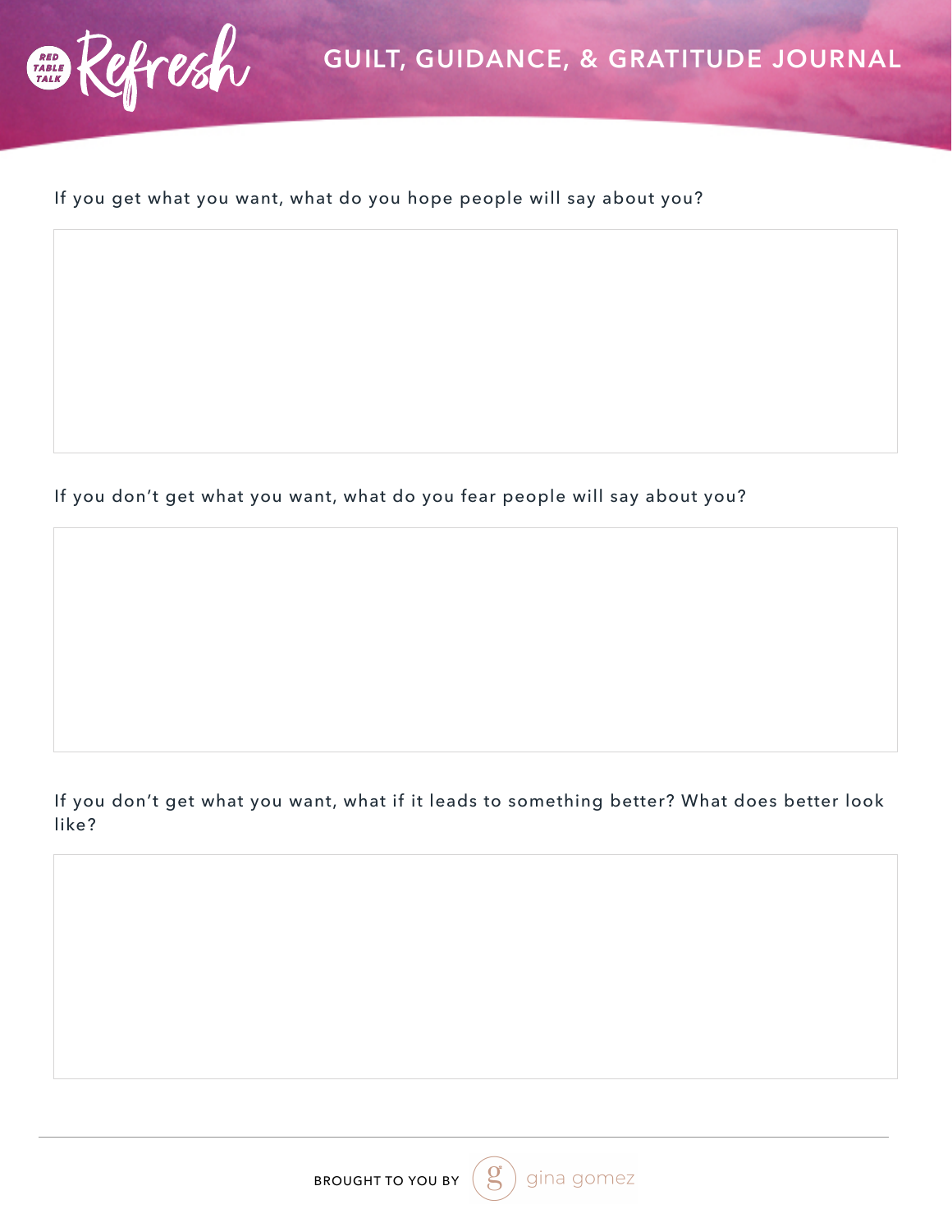# GUILT, GUIDANCE, & GRATITUDE JOURNAL

If you get what you want, what do you hope people will say about you?

If you don't get what you want, what do you fear people will say about you?

If you don't get what you want, what if it leads to something better? What does better look like?

BROUGHT TO YOU BY gina gomez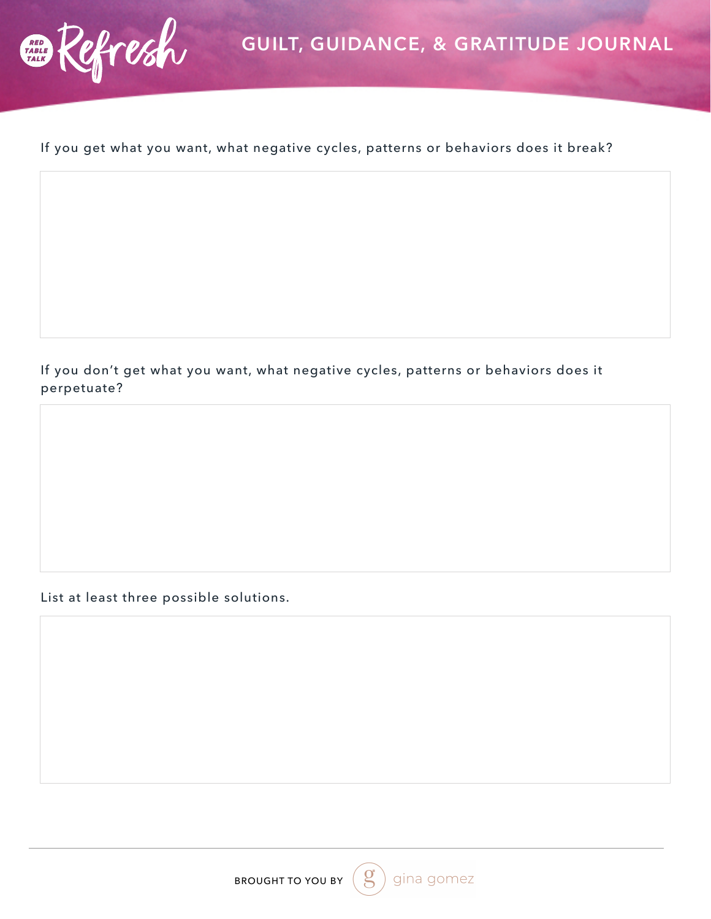# GUILT, GUIDANCE, & GRATITUDE JOURNAL

If you get what you want, what negative cycles, patterns or behaviors does it break?

If you don't get what you want, what negative cycles, patterns or behaviors does it perpetuate?

List at least three possible solutions.

BROUGHT TO YOU BY gina gomez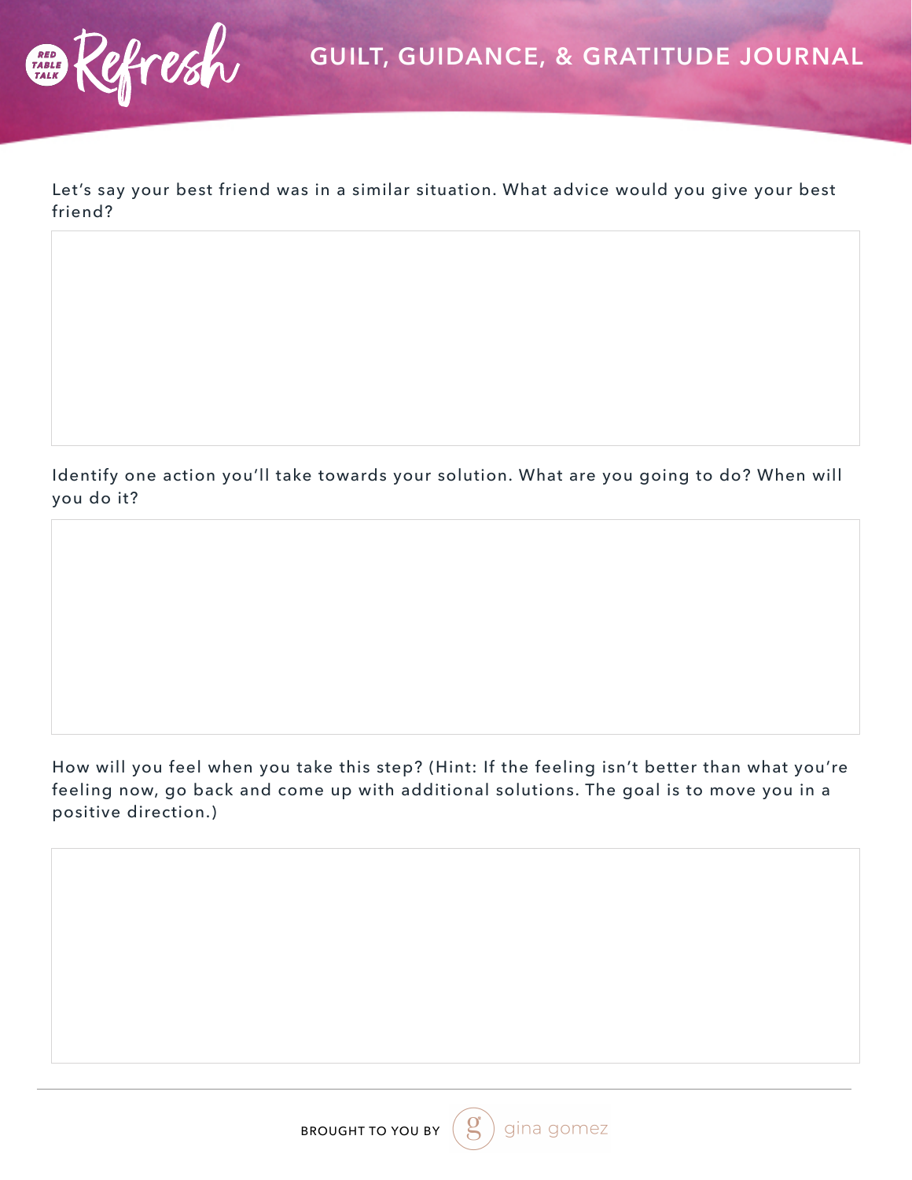# GUILT, GUIDANCE, & GRATITUDE JOURNAL

Let's say your best friend was in a similar situation. What advice would you give your best friend?

Identify one action you'll take towards your solution. What are you going to do? When will you do it?

How will you feel when you take this step? (Hint: If the feeling isn't better than what you're feeling now, go back and come up with additional solutions. The goal is to move you in a positive direction.)

BROUGHT TO YOU BY gina gomez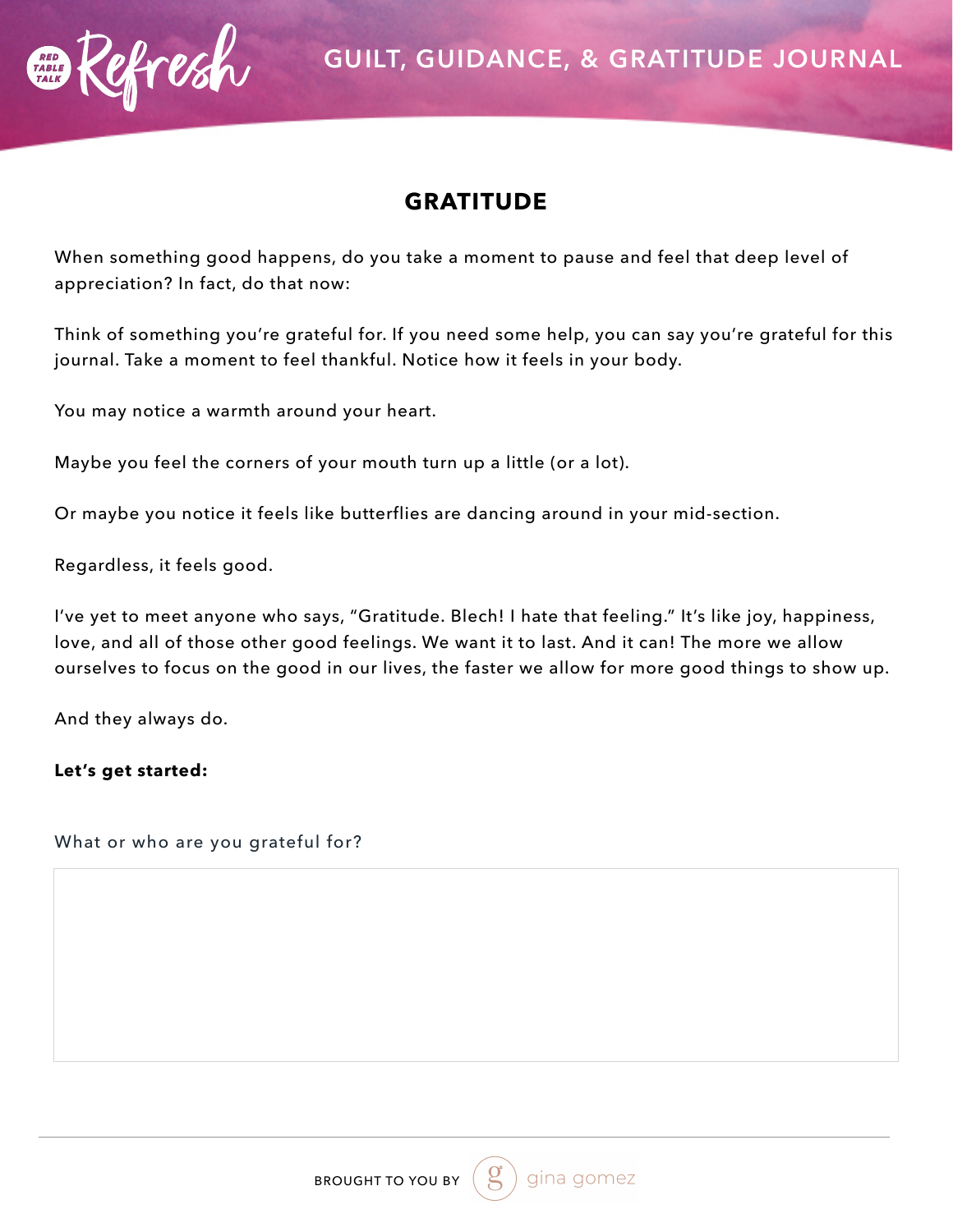## GRATITUDE

When something good happens, do you take a moment to pause and feel that deep level of appreciation? In fact, do that now:

Think of something you're grateful for. If you need some help, you can say you're grateful for this journal. Take a moment to feel thankful. Notice how it feels in your body.

You may notice a warmth around your heart.

Maybe you feel the corners of your mouth turn up a little (or a lot).

Or maybe you notice it feels like butterflies are dancing around in your mid-section.

Regardless, it feels good.

I've yet to meet anyone who says, "Gratitude. Blech! I hate that feeling." It's like joy, happiness, love, and all of those other good feelings. We want it to last. And it can! The more we allow ourselves to focus on the good in our lives, the faster we allow for more good things to show up.

And they always do.

**Let's get started:**

What or who are you grateful for?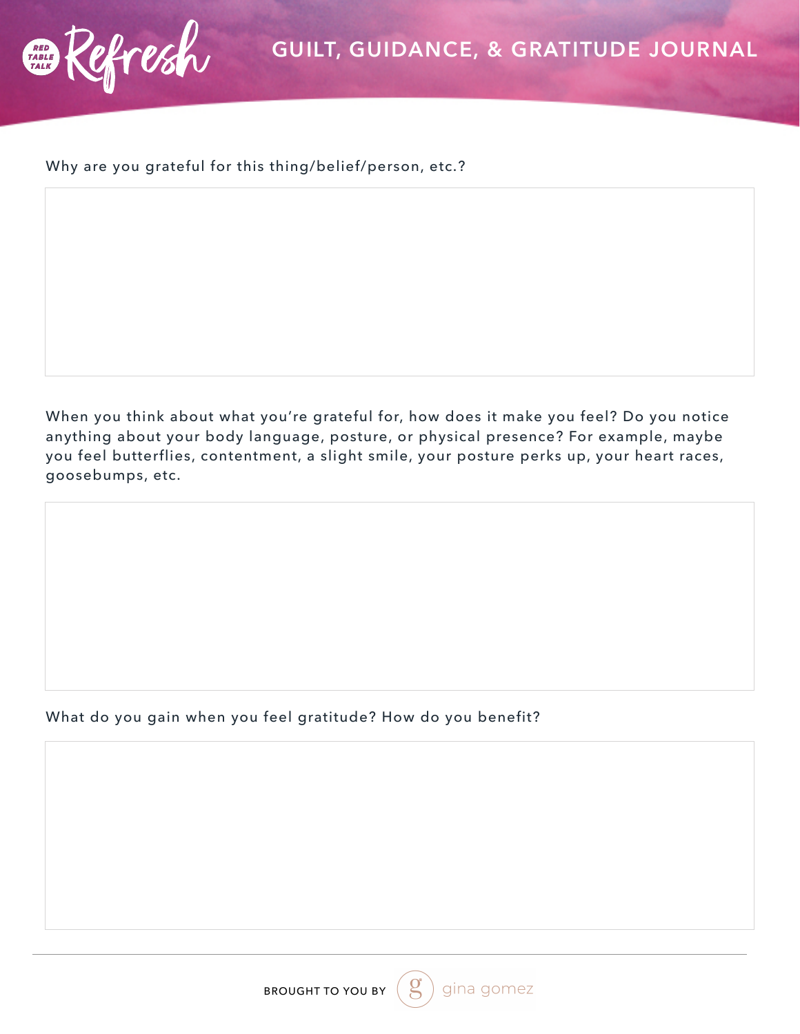Why are you grateful for this thing/belief/person, etc.?

When you think about what you're grateful for, how does it make you feel? Do you notice anything about your body language, posture, or physical presence? For example, maybe you feel butterflies, contentment, a slight smile, your posture perks up, your heart races, goosebumps, etc.

What do you gain when you feel gratitude? How do you benefit?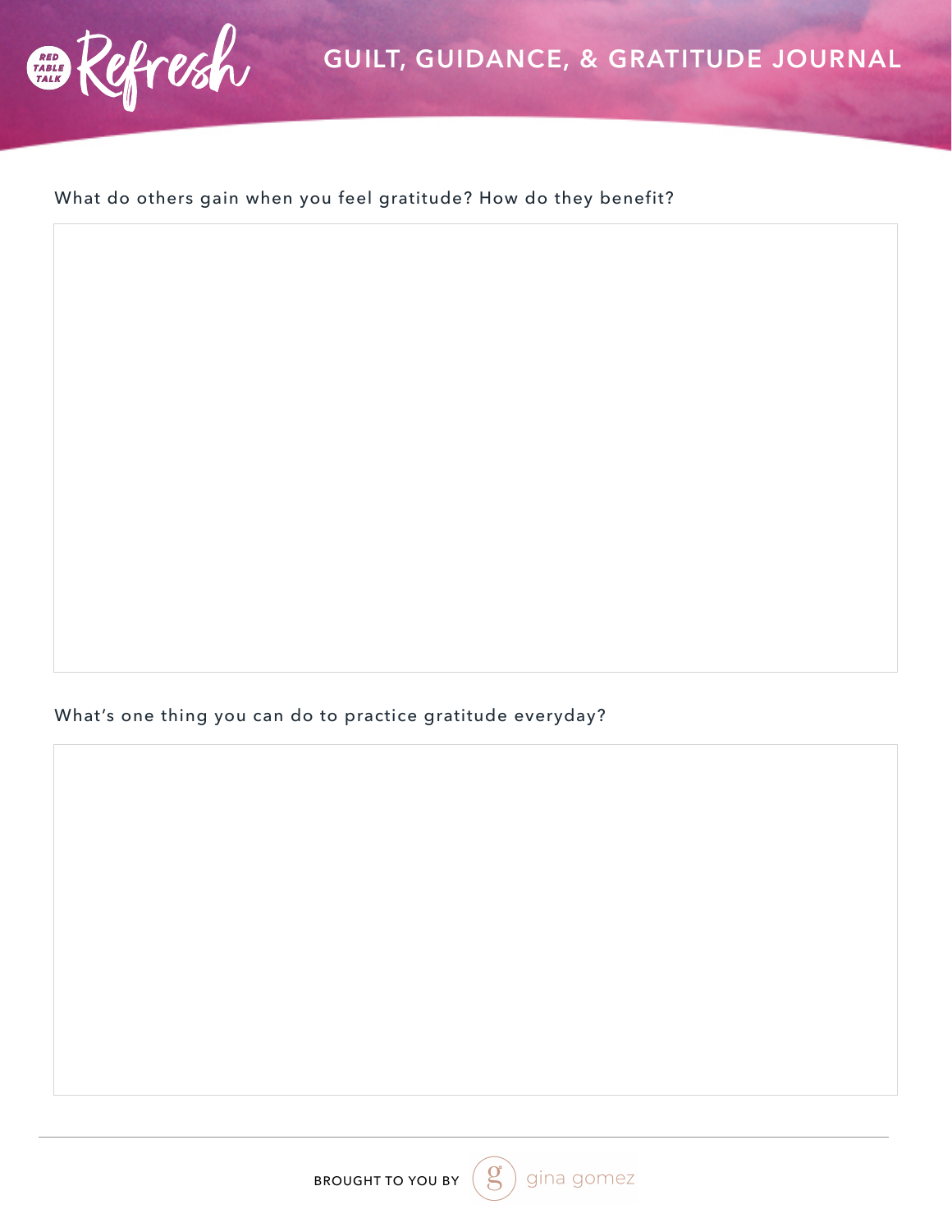What do others gain when you feel gratitude? How do they benefit?

What's one thing you can do to practice gratitude everyday?

BROUGHT TO YOU BY gina gomez